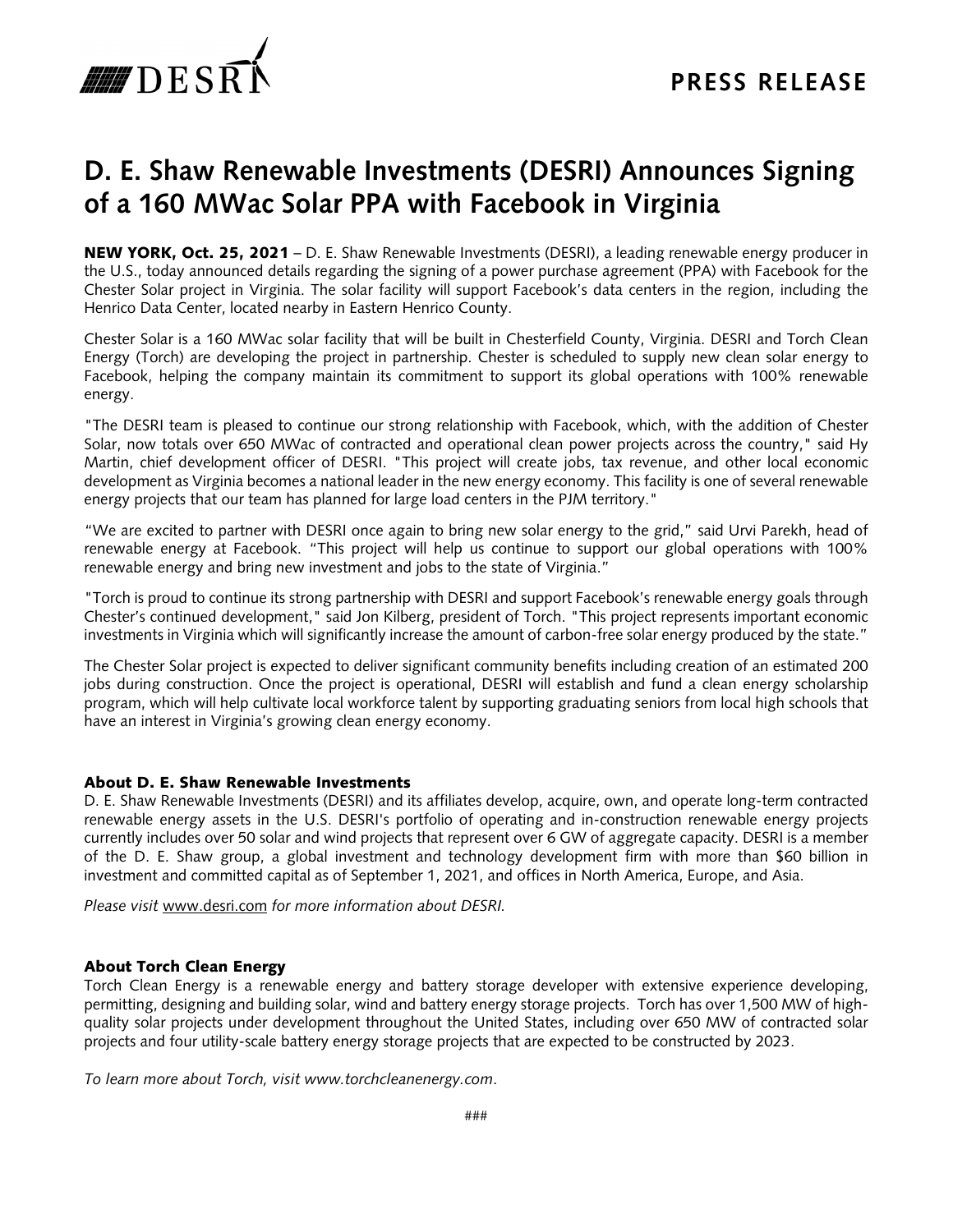DESRI

PRESS RELEASE

# D. E. Shaw Renewable Investments (DESRI) Announces Signing of a 160 MWac Solar PPA with Facebook in Virginia

**NEW YORK, Oct. 25, 2021** – D. E. Shaw Renewable Investments (DESRI), a leading renewable energy producer in the U.S., today announced details regarding the signing of a power purchase agreement (PPA) with Facebook for the Chester Solar project in Virginia. The solar facility will support Facebook's data centers in the region, including the Henrico Data Center, located nearby in Eastern Henrico County.

Chester Solar is a 160 MWac solar facility that will be built in Chesterfield County, Virginia. DESRI and Torch Clean Energy (Torch) are developing the project in partnership. Chester is scheduled to supply new clean solar energy to Facebook, helping the company maintain its commitment to support its global operations with 100% renewable energy.

"The DESRI team is pleased to continue our strong relationship with Facebook, which, with the addition of Chester Solar, now totals over 650 MWac of contracted and operational clean power projects across the country," said Hy Martin, chief development officer of DESRI. "This project will create jobs, tax revenue, and other local economic development as Virginia becomes a national leader in the new energy economy. This facility is one of several renewable energy projects that our team has planned for large load centers in the PJM territory."

"We are excited to partner with DESRI once again to bring new solar energy to the grid," said Urvi Parekh, head of renewable energy at Facebook. "This project will help us continue to support our global operations with 100% renewable energy and bring new investment and jobs to the state of Virginia."

"Torch is proud to continue its strong partnership with DESRI and support Facebook's renewable energy goals through Chester's continued development," said Jon Kilberg, president of Torch. "This project represents important economic investments in Virginia which will significantly increase the amount of carbon-free solar energy produced by the state."

The Chester Solar project is expected to deliver significant community benefits including creation of an estimated 200 jobs during construction. Once the project is operational, DESRI will establish and fund a clean energy scholarship program, which will help cultivate local workforce talent by supporting graduating seniors from local high schools that have an interest in Virginia's growing clean energy economy.

### About D. E. Shaw Renewable Investments

D. E. Shaw Renewable Investments (DESRI) and its affiliates develop, acquire, own, and operate long-term contracted renewable energy assets in the U.S. DESRI's portfolio of operating and in-construction renewable energy projects currently includes over 50 solar and wind projects that represent over 6 GW of aggregate capacity. DESRI is a member of the D. E. Shaw group, a global investment and technology development firm with more than $60 billion in investment and committed capital as of September 1, 2021, and offices in North America, Europe, and Asia.

*Please visit* www.desri.com *for more information about DESRI.*

### About Torch Clean Energy

Torch Clean Energy is a renewable energy and battery storage developer with extensive experience developing, permitting, designing and building solar, wind and battery energy storage projects. Torch has over 1,500 MW of high-quality solar projects under development throughout the United States, including over 650 MW of contracted solar projects and four utility-scale battery energy storage projects that are expected to be constructed by 2023.

*To learn more about Torch, visit www.torchcleanenergy.com.*

###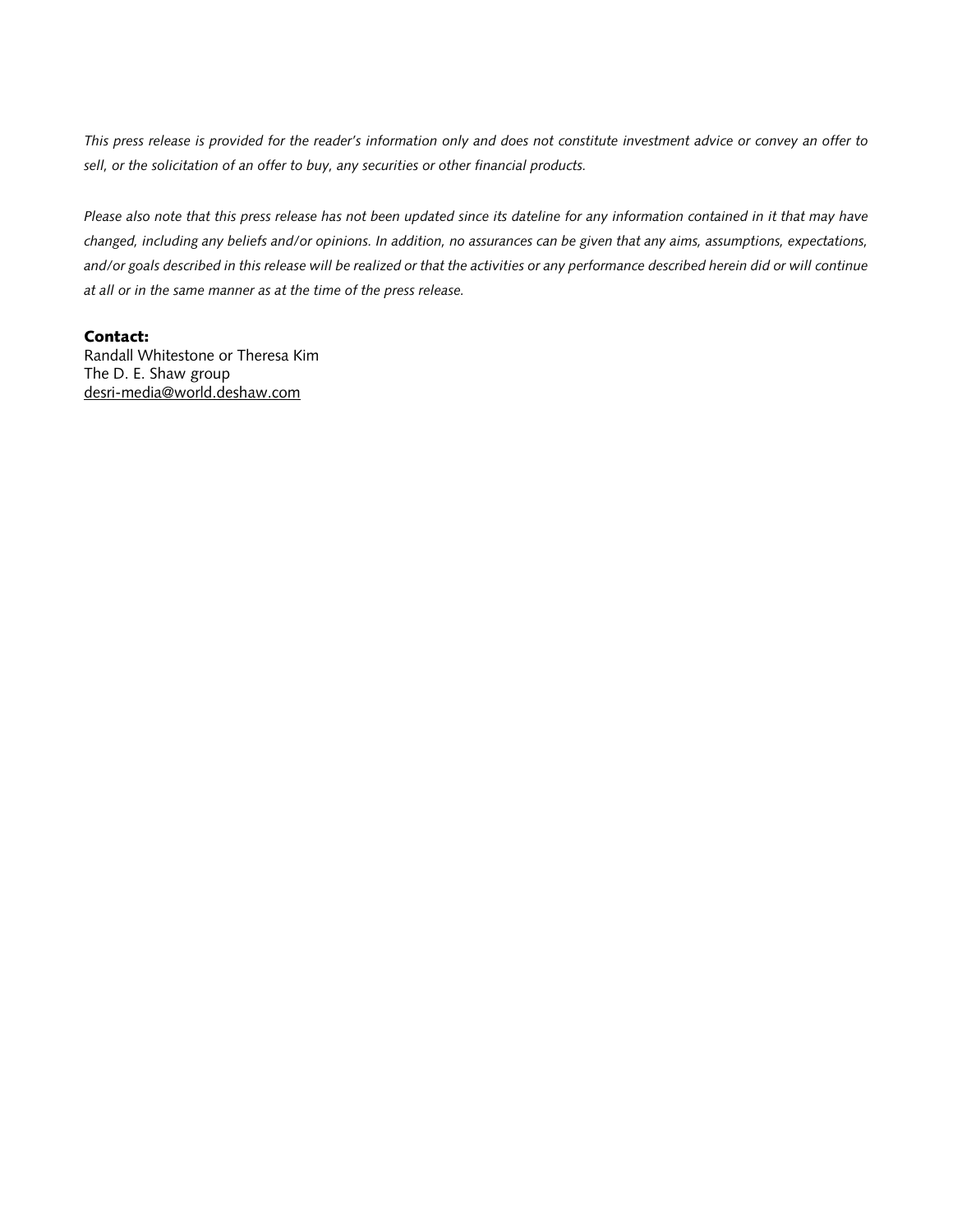*This press release is provided for the reader's information only and does not constitute investment advice or convey an offer to sell, or the solicitation of an offer to buy, any securities or other financial products.*

*Please also note that this press release has not been updated since its dateline for any information contained in it that may have changed, including any beliefs and/or opinions. In addition, no assurances can be given that any aims, assumptions, expectations, and/or goals described in this release will be realized or that the activities or any performance described herein did or will continue at all or in the same manner as at the time of the press release.*

**Contact:**
Randall Whitestone or Theresa Kim
The D. E. Shaw group
desri-media@world.deshaw.com